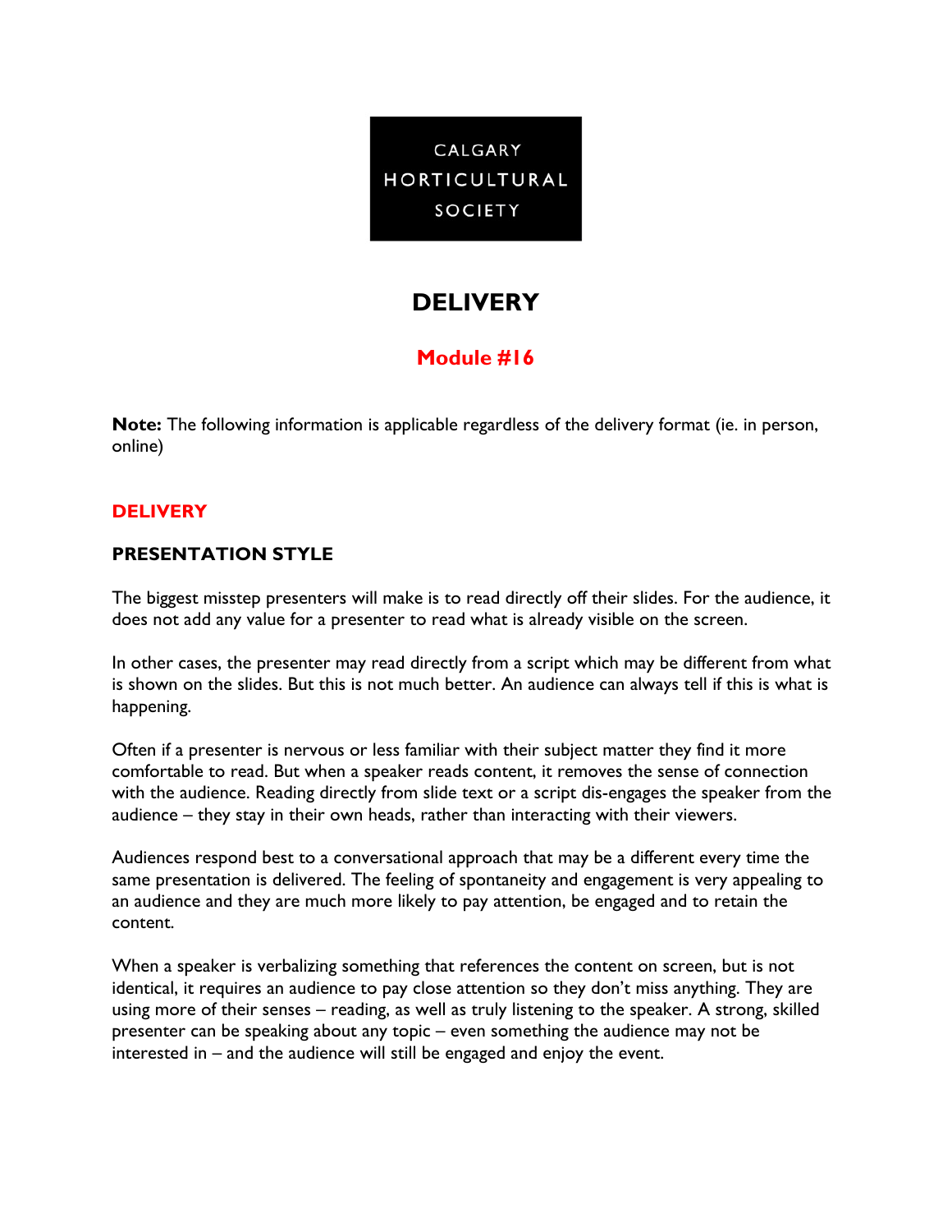CALGARY HORTICULTURAL SOCIETY

# DELIVERY

## Module #16

**Note:** The following information is applicable regardless of the delivery format (ie. in person, online)

## DELIVERY

### PRESENTATION STYLE

The biggest misstep presenters will make is to read directly off their slides. For the audience, it does not add any value for a presenter to read what is already visible on the screen.

In other cases, the presenter may read directly from a script which may be different from what is shown on the slides. But this is not much better. An audience can always tell if this is what is happening.

Often if a presenter is nervous or less familiar with their subject matter they find it more comfortable to read. But when a speaker reads content, it removes the sense of connection with the audience. Reading directly from slide text or a script dis-engages the speaker from the audience – they stay in their own heads, rather than interacting with their viewers.

Audiences respond best to a conversational approach that may be a different every time the same presentation is delivered. The feeling of spontaneity and engagement is very appealing to an audience and they are much more likely to pay attention, be engaged and to retain the content.

When a speaker is verbalizing something that references the content on screen, but is not identical, it requires an audience to pay close attention so they don't miss anything. They are using more of their senses – reading, as well as truly listening to the speaker. A strong, skilled presenter can be speaking about any topic – even something the audience may not be interested in – and the audience will still be engaged and enjoy the event.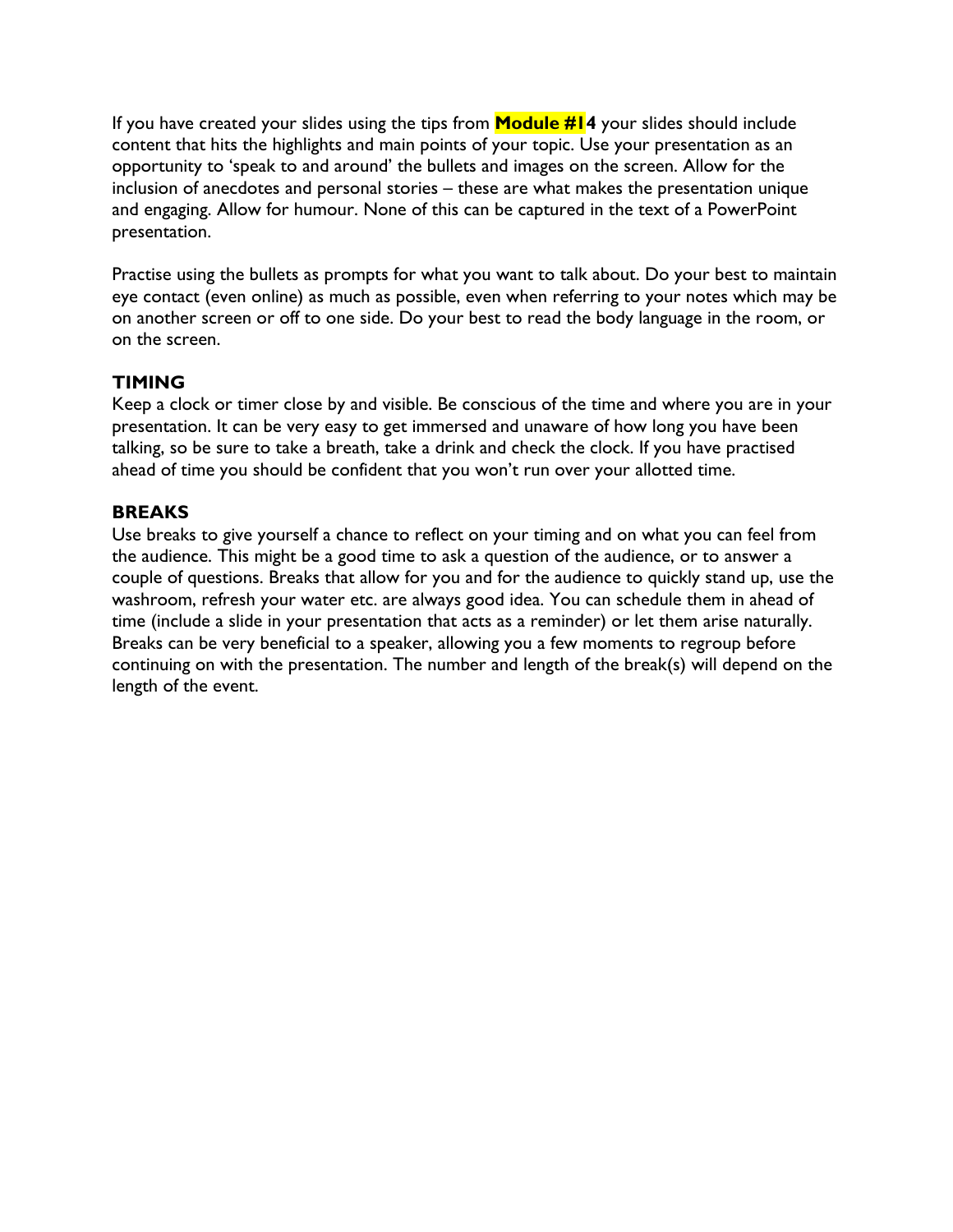If you have created your slides using the tips from **Module #14** your slides should include content that hits the highlights and main points of your topic. Use your presentation as an opportunity to 'speak to and around' the bullets and images on the screen. Allow for the inclusion of anecdotes and personal stories – these are what makes the presentation unique and engaging. Allow for humour. None of this can be captured in the text of a PowerPoint presentation.

Practise using the bullets as prompts for what you want to talk about. Do your best to maintain eye contact (even online) as much as possible, even when referring to your notes which may be on another screen or off to one side. Do your best to read the body language in the room, or on the screen.

### TIMING

Keep a clock or timer close by and visible. Be conscious of the time and where you are in your presentation. It can be very easy to get immersed and unaware of how long you have been talking, so be sure to take a breath, take a drink and check the clock. If you have practised ahead of time you should be confident that you won't run over your allotted time.

### BREAKS

Use breaks to give yourself a chance to reflect on your timing and on what you can feel from the audience. This might be a good time to ask a question of the audience, or to answer a couple of questions. Breaks that allow for you and for the audience to quickly stand up, use the washroom, refresh your water etc. are always good idea. You can schedule them in ahead of time (include a slide in your presentation that acts as a reminder) or let them arise naturally. Breaks can be very beneficial to a speaker, allowing you a few moments to regroup before continuing on with the presentation. The number and length of the break(s) will depend on the length of the event.